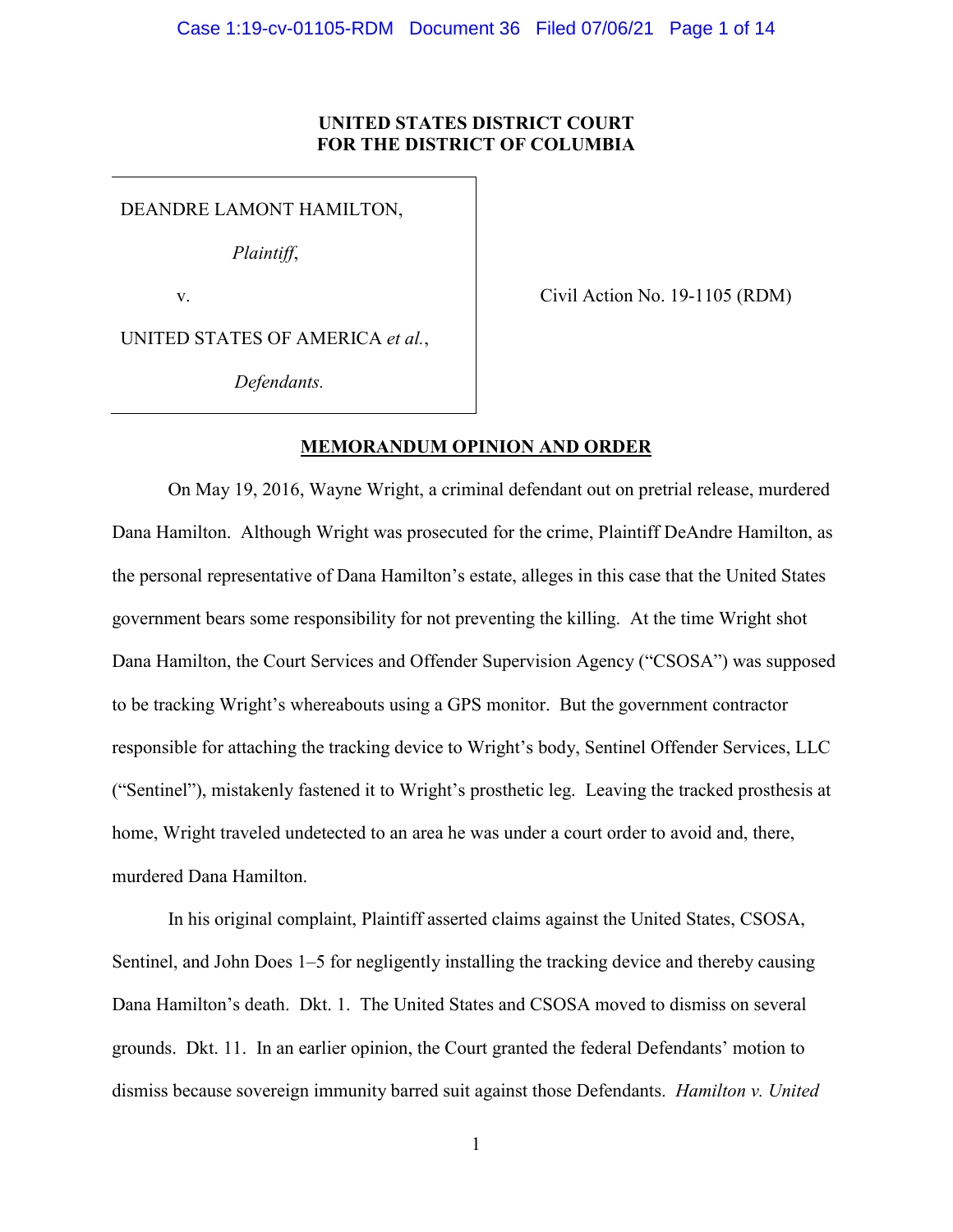**UNITED STATES DISTRICT COURT**
**FOR THE DISTRICT OF COLUMBIA**

| | |
|---|---|
| DEANDRE LAMONT HAMILTON,<br><br>*Plaintiff*,<br><br>v.<br><br>UNITED STATES OF AMERICA *et al.*,<br><br>*Defendants.* | Civil Action No. 19-1105 (RDM) |

**MEMORANDUM OPINION AND ORDER**

On May 19, 2016, Wayne Wright, a criminal defendant out on pretrial release, murdered Dana Hamilton. Although Wright was prosecuted for the crime, Plaintiff DeAndre Hamilton, as the personal representative of Dana Hamilton's estate, alleges in this case that the United States government bears some responsibility for not preventing the killing. At the time Wright shot Dana Hamilton, the Court Services and Offender Supervision Agency ("CSOSA") was supposed to be tracking Wright's whereabouts using a GPS monitor. But the government contractor responsible for attaching the tracking device to Wright's body, Sentinel Offender Services, LLC ("Sentinel"), mistakenly fastened it to Wright's prosthetic leg. Leaving the tracked prosthesis at home, Wright traveled undetected to an area he was under a court order to avoid and, there, murdered Dana Hamilton.

In his original complaint, Plaintiff asserted claims against the United States, CSOSA, Sentinel, and John Does 1–5 for negligently installing the tracking device and thereby causing Dana Hamilton's death. Dkt. 1. The United States and CSOSA moved to dismiss on several grounds. Dkt. 11. In an earlier opinion, the Court granted the federal Defendants' motion to dismiss because sovereign immunity barred suit against those Defendants. *Hamilton v. United*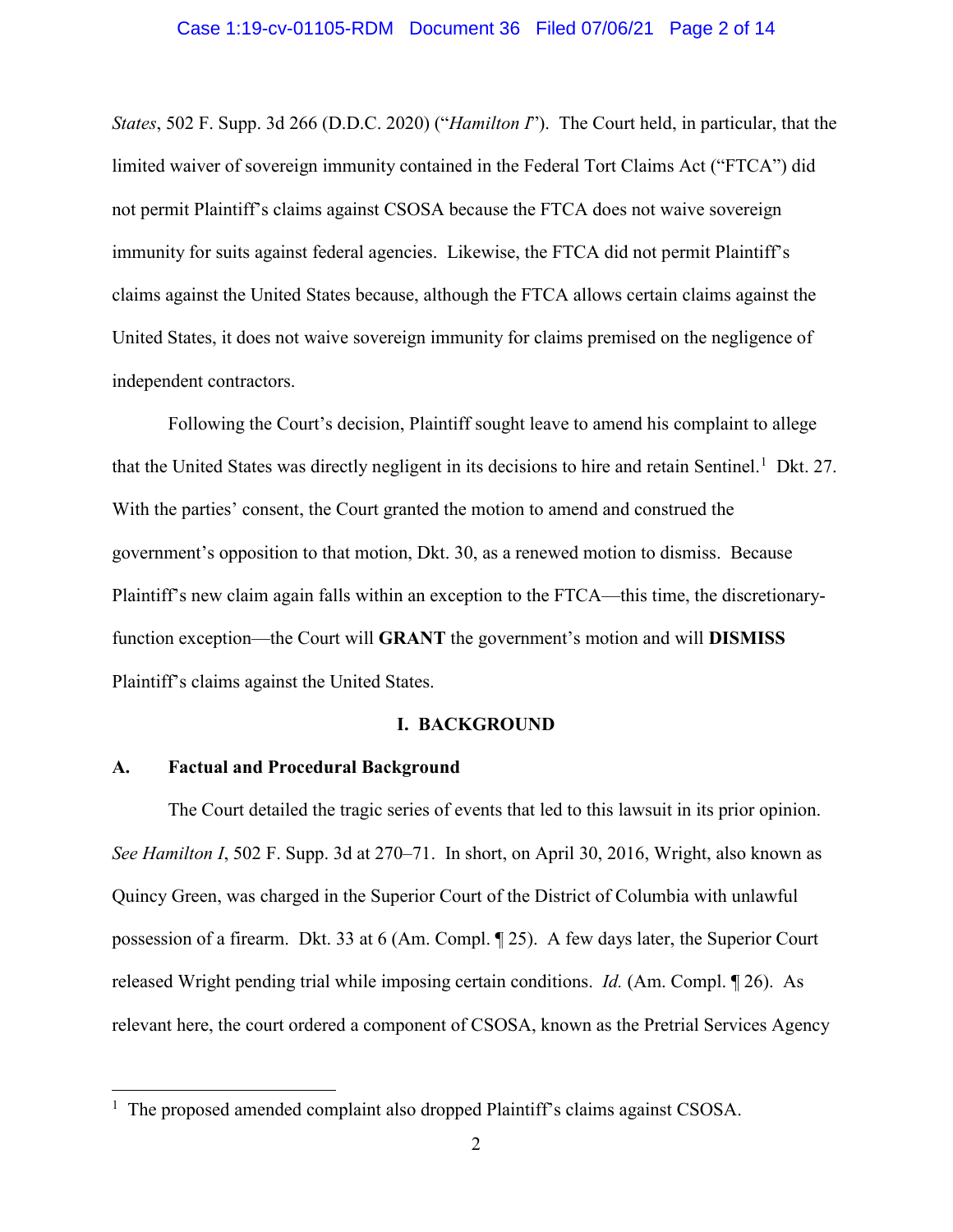*States*, 502 F. Supp. 3d 266 (D.D.C. 2020) ("*Hamilton I*"). The Court held, in particular, that the limited waiver of sovereign immunity contained in the Federal Tort Claims Act ("FTCA") did not permit Plaintiff's claims against CSOSA because the FTCA does not waive sovereign immunity for suits against federal agencies. Likewise, the FTCA did not permit Plaintiff's claims against the United States because, although the FTCA allows certain claims against the United States, it does not waive sovereign immunity for claims premised on the negligence of independent contractors.

Following the Court's decision, Plaintiff sought leave to amend his complaint to allege that the United States was directly negligent in its decisions to hire and retain Sentinel.[1] Dkt. 27. With the parties' consent, the Court granted the motion to amend and construed the government's opposition to that motion, Dkt. 30, as a renewed motion to dismiss. Because Plaintiff's new claim again falls within an exception to the FTCA—this time, the discretionary-function exception—the Court will **GRANT** the government's motion and will **DISMISS** Plaintiff's claims against the United States.

## I. BACKGROUND

### A. Factual and Procedural Background

The Court detailed the tragic series of events that led to this lawsuit in its prior opinion. *See Hamilton I*, 502 F. Supp. 3d at 270–71. In short, on April 30, 2016, Wright, also known as Quincy Green, was charged in the Superior Court of the District of Columbia with unlawful possession of a firearm. Dkt. 33 at 6 (Am. Compl. ¶ 25). A few days later, the Superior Court released Wright pending trial while imposing certain conditions. *Id.* (Am. Compl. ¶ 26). As relevant here, the court ordered a component of CSOSA, known as the Pretrial Services Agency

[1] The proposed amended complaint also dropped Plaintiff's claims against CSOSA.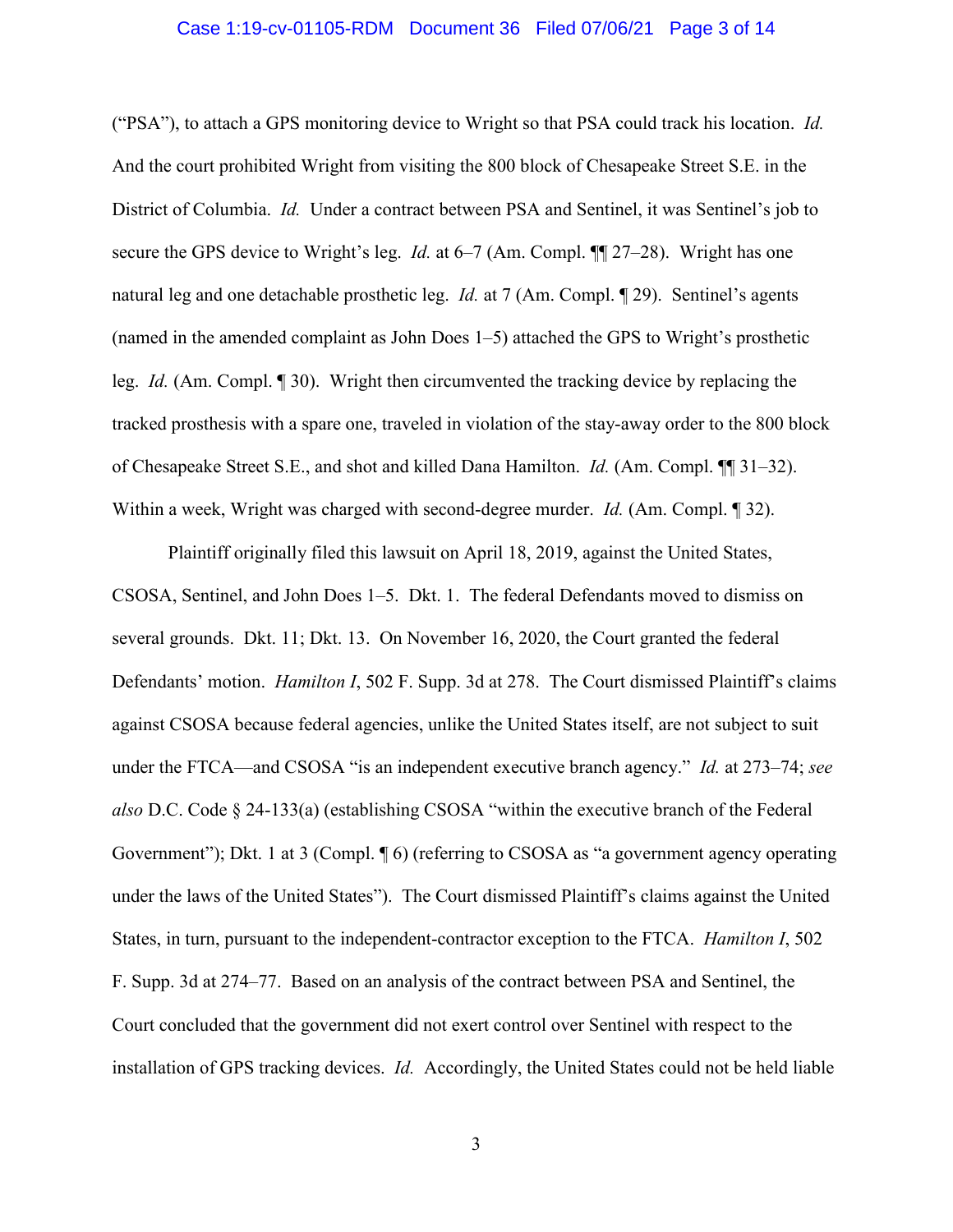("PSA"), to attach a GPS monitoring device to Wright so that PSA could track his location. *Id.* And the court prohibited Wright from visiting the 800 block of Chesapeake Street S.E. in the District of Columbia. *Id.* Under a contract between PSA and Sentinel, it was Sentinel's job to secure the GPS device to Wright's leg. *Id.* at 6–7 (Am. Compl. ¶¶ 27–28). Wright has one natural leg and one detachable prosthetic leg. *Id.* at 7 (Am. Compl. ¶ 29). Sentinel's agents (named in the amended complaint as John Does 1–5) attached the GPS to Wright's prosthetic leg. *Id.* (Am. Compl. ¶ 30). Wright then circumvented the tracking device by replacing the tracked prosthesis with a spare one, traveled in violation of the stay-away order to the 800 block of Chesapeake Street S.E., and shot and killed Dana Hamilton. *Id.* (Am. Compl. ¶¶ 31–32). Within a week, Wright was charged with second-degree murder. *Id.* (Am. Compl. ¶ 32).

Plaintiff originally filed this lawsuit on April 18, 2019, against the United States, CSOSA, Sentinel, and John Does 1–5. Dkt. 1. The federal Defendants moved to dismiss on several grounds. Dkt. 11; Dkt. 13. On November 16, 2020, the Court granted the federal Defendants' motion. *Hamilton I*, 502 F. Supp. 3d at 278. The Court dismissed Plaintiff's claims against CSOSA because federal agencies, unlike the United States itself, are not subject to suit under the FTCA—and CSOSA "is an independent executive branch agency." *Id.* at 273–74; *see also* D.C. Code § 24-133(a) (establishing CSOSA "within the executive branch of the Federal Government"); Dkt. 1 at 3 (Compl. ¶ 6) (referring to CSOSA as "a government agency operating under the laws of the United States"). The Court dismissed Plaintiff's claims against the United States, in turn, pursuant to the independent-contractor exception to the FTCA. *Hamilton I*, 502 F. Supp. 3d at 274–77. Based on an analysis of the contract between PSA and Sentinel, the Court concluded that the government did not exert control over Sentinel with respect to the installation of GPS tracking devices. *Id.* Accordingly, the United States could not be held liable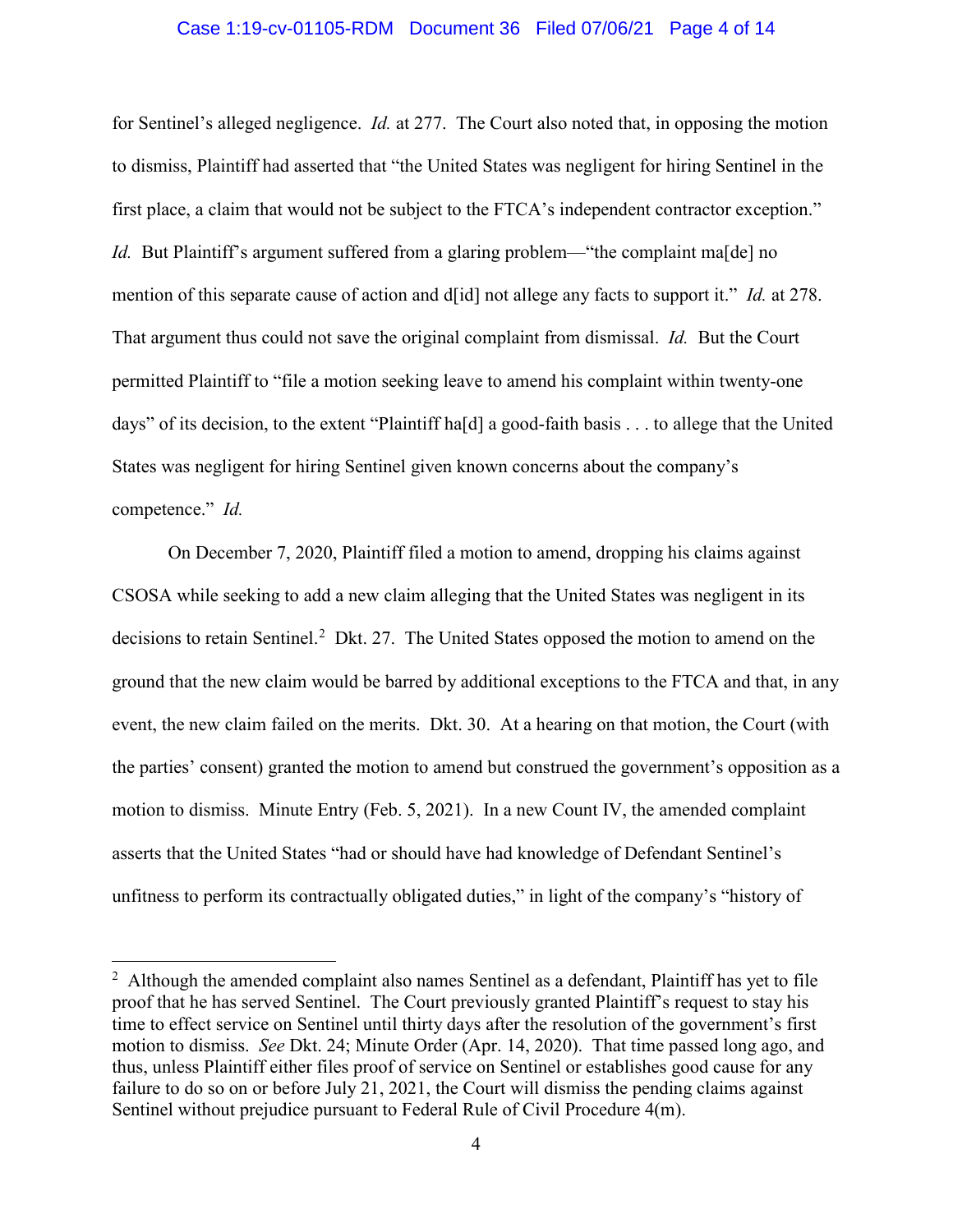for Sentinel's alleged negligence. *Id.* at 277. The Court also noted that, in opposing the motion to dismiss, Plaintiff had asserted that "the United States was negligent for hiring Sentinel in the first place, a claim that would not be subject to the FTCA's independent contractor exception." *Id.* But Plaintiff's argument suffered from a glaring problem—"the complaint ma[de] no mention of this separate cause of action and d[id] not allege any facts to support it." *Id.* at 278. That argument thus could not save the original complaint from dismissal. *Id.* But the Court permitted Plaintiff to "file a motion seeking leave to amend his complaint within twenty-one days" of its decision, to the extent "Plaintiff ha[d] a good-faith basis . . . to allege that the United States was negligent for hiring Sentinel given known concerns about the company's competence." *Id.*

On December 7, 2020, Plaintiff filed a motion to amend, dropping his claims against CSOSA while seeking to add a new claim alleging that the United States was negligent in its decisions to retain Sentinel.[2] Dkt. 27. The United States opposed the motion to amend on the ground that the new claim would be barred by additional exceptions to the FTCA and that, in any event, the new claim failed on the merits. Dkt. 30. At a hearing on that motion, the Court (with the parties' consent) granted the motion to amend but construed the government's opposition as a motion to dismiss. Minute Entry (Feb. 5, 2021). In a new Count IV, the amended complaint asserts that the United States "had or should have had knowledge of Defendant Sentinel's unfitness to perform its contractually obligated duties," in light of the company's "history of

[2] Although the amended complaint also names Sentinel as a defendant, Plaintiff has yet to file proof that he has served Sentinel. The Court previously granted Plaintiff's request to stay his time to effect service on Sentinel until thirty days after the resolution of the government's first motion to dismiss. *See* Dkt. 24; Minute Order (Apr. 14, 2020). That time passed long ago, and thus, unless Plaintiff either files proof of service on Sentinel or establishes good cause for any failure to do so on or before July 21, 2021, the Court will dismiss the pending claims against Sentinel without prejudice pursuant to Federal Rule of Civil Procedure 4(m).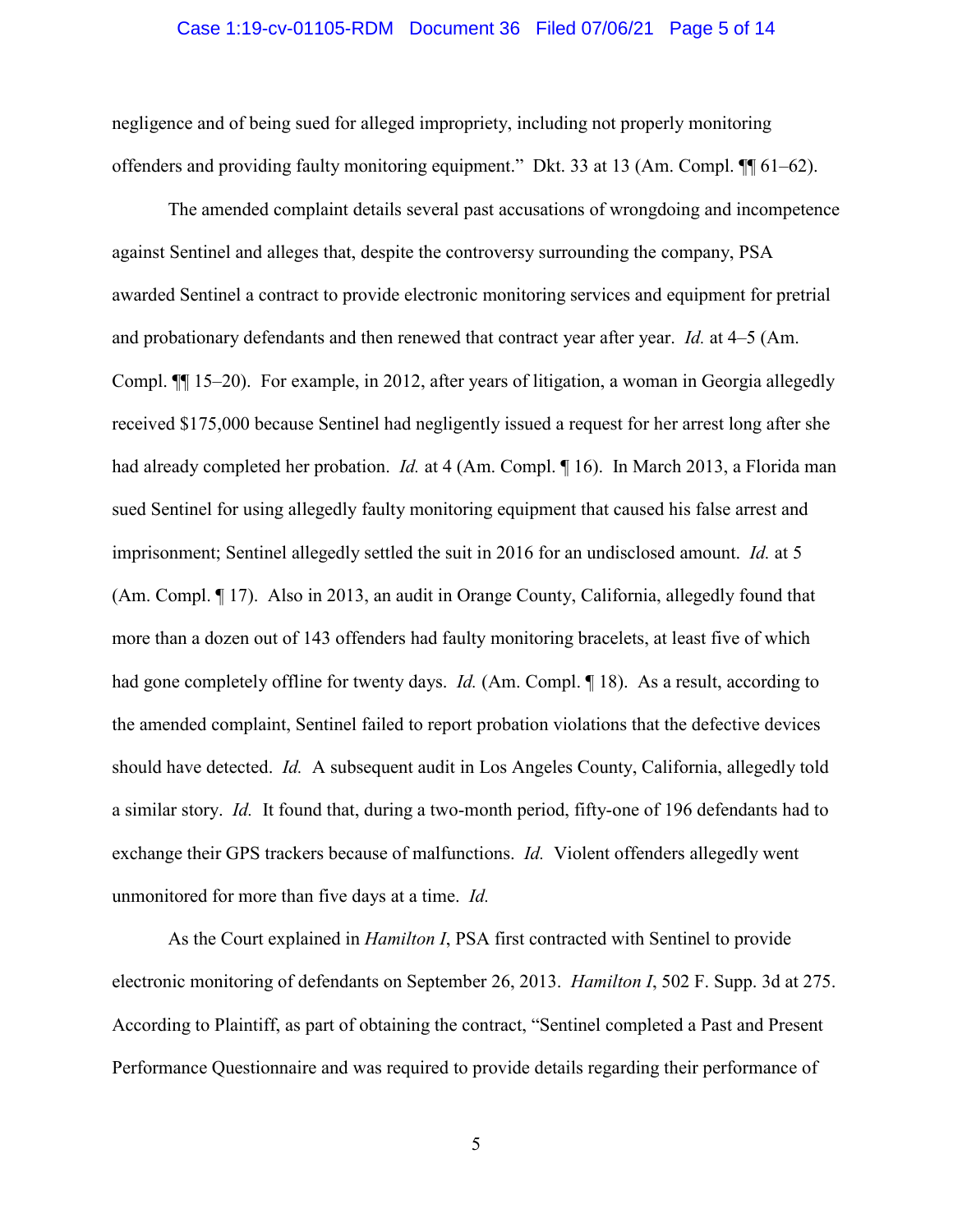negligence and of being sued for alleged impropriety, including not properly monitoring offenders and providing faulty monitoring equipment." Dkt. 33 at 13 (Am. Compl. ¶¶ 61–62).

The amended complaint details several past accusations of wrongdoing and incompetence against Sentinel and alleges that, despite the controversy surrounding the company, PSA awarded Sentinel a contract to provide electronic monitoring services and equipment for pretrial and probationary defendants and then renewed that contract year after year. *Id.* at 4–5 (Am. Compl. ¶¶ 15–20). For example, in 2012, after years of litigation, a woman in Georgia allegedly received $175,000 because Sentinel had negligently issued a request for her arrest long after she had already completed her probation. *Id.* at 4 (Am. Compl. ¶ 16). In March 2013, a Florida man sued Sentinel for using allegedly faulty monitoring equipment that caused his false arrest and imprisonment; Sentinel allegedly settled the suit in 2016 for an undisclosed amount. *Id.* at 5 (Am. Compl. ¶ 17). Also in 2013, an audit in Orange County, California, allegedly found that more than a dozen out of 143 offenders had faulty monitoring bracelets, at least five of which had gone completely offline for twenty days. *Id.* (Am. Compl. ¶ 18). As a result, according to the amended complaint, Sentinel failed to report probation violations that the defective devices should have detected. *Id.* A subsequent audit in Los Angeles County, California, allegedly told a similar story. *Id.* It found that, during a two-month period, fifty-one of 196 defendants had to exchange their GPS trackers because of malfunctions. *Id.* Violent offenders allegedly went unmonitored for more than five days at a time. *Id.*

As the Court explained in *Hamilton I*, PSA first contracted with Sentinel to provide electronic monitoring of defendants on September 26, 2013. *Hamilton I*, 502 F. Supp. 3d at 275. According to Plaintiff, as part of obtaining the contract, "Sentinel completed a Past and Present Performance Questionnaire and was required to provide details regarding their performance of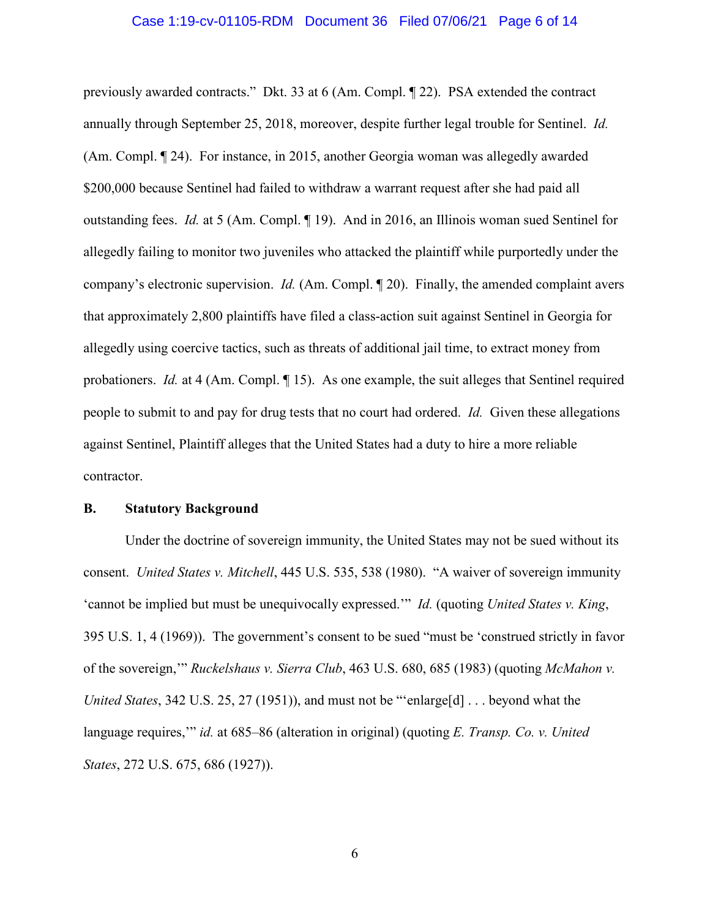previously awarded contracts." Dkt. 33 at 6 (Am. Compl. ¶ 22). PSA extended the contract annually through September 25, 2018, moreover, despite further legal trouble for Sentinel. *Id.* (Am. Compl. ¶ 24). For instance, in 2015, another Georgia woman was allegedly awarded $200,000 because Sentinel had failed to withdraw a warrant request after she had paid all outstanding fees. *Id.* at 5 (Am. Compl. ¶ 19). And in 2016, an Illinois woman sued Sentinel for allegedly failing to monitor two juveniles who attacked the plaintiff while purportedly under the company's electronic supervision. *Id.* (Am. Compl. ¶ 20). Finally, the amended complaint avers that approximately 2,800 plaintiffs have filed a class-action suit against Sentinel in Georgia for allegedly using coercive tactics, such as threats of additional jail time, to extract money from probationers. *Id.* at 4 (Am. Compl. ¶ 15). As one example, the suit alleges that Sentinel required people to submit to and pay for drug tests that no court had ordered. *Id.* Given these allegations against Sentinel, Plaintiff alleges that the United States had a duty to hire a more reliable contractor.

### B. Statutory Background

Under the doctrine of sovereign immunity, the United States may not be sued without its consent. *United States v. Mitchell*, 445 U.S. 535, 538 (1980). "A waiver of sovereign immunity 'cannot be implied but must be unequivocally expressed.'" *Id.* (quoting *United States v. King*, 395 U.S. 1, 4 (1969)). The government's consent to be sued "must be 'construed strictly in favor of the sovereign,'" *Ruckelshaus v. Sierra Club*, 463 U.S. 680, 685 (1983) (quoting *McMahon v. United States*, 342 U.S. 25, 27 (1951)), and must not be "'enlarge[d] . . . beyond what the language requires,'" *id.* at 685–86 (alteration in original) (quoting *E. Transp. Co. v. United States*, 272 U.S. 675, 686 (1927)).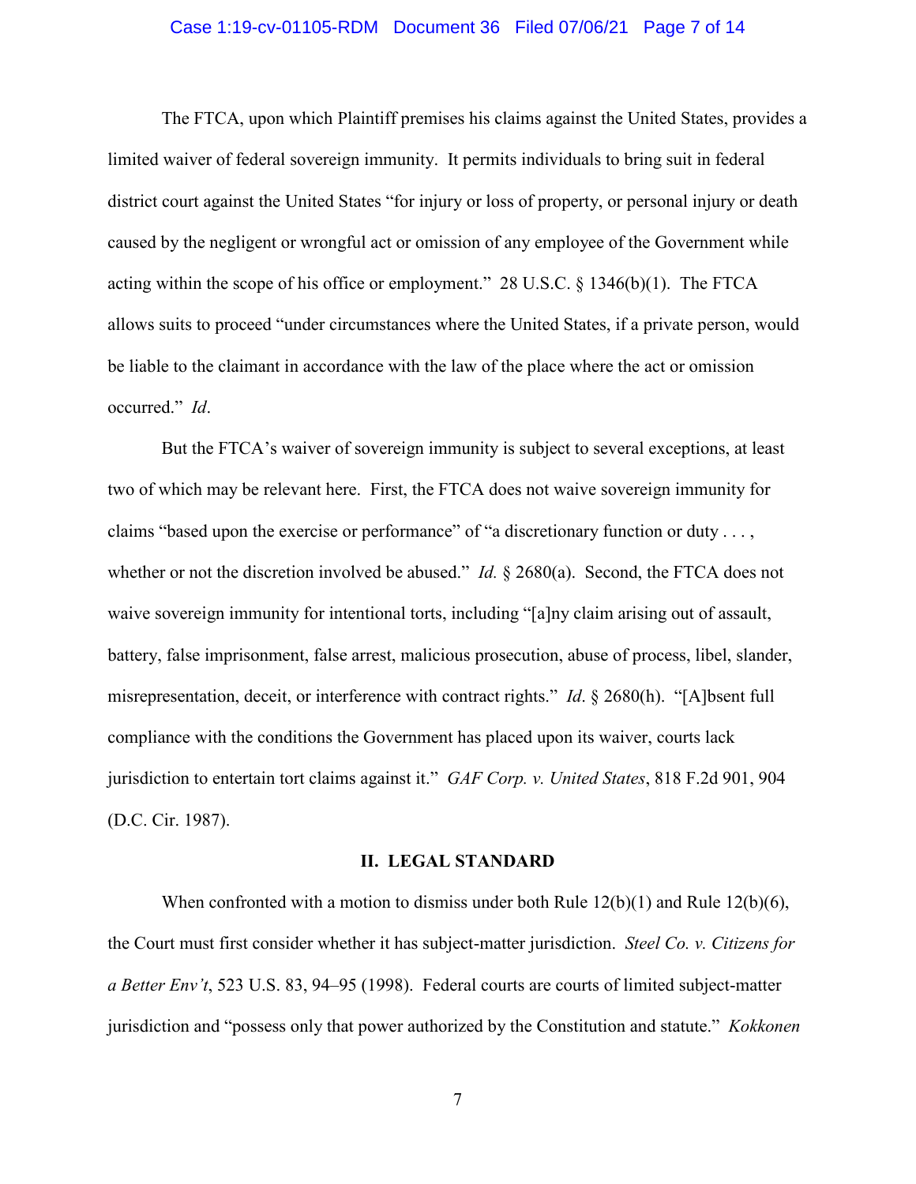The FTCA, upon which Plaintiff premises his claims against the United States, provides a limited waiver of federal sovereign immunity. It permits individuals to bring suit in federal district court against the United States "for injury or loss of property, or personal injury or death caused by the negligent or wrongful act or omission of any employee of the Government while acting within the scope of his office or employment." 28 U.S.C. § 1346(b)(1). The FTCA allows suits to proceed "under circumstances where the United States, if a private person, would be liable to the claimant in accordance with the law of the place where the act or omission occurred." *Id*.

But the FTCA's waiver of sovereign immunity is subject to several exceptions, at least two of which may be relevant here. First, the FTCA does not waive sovereign immunity for claims "based upon the exercise or performance" of "a discretionary function or duty . . . , whether or not the discretion involved be abused." *Id.* § 2680(a). Second, the FTCA does not waive sovereign immunity for intentional torts, including "[a]ny claim arising out of assault, battery, false imprisonment, false arrest, malicious prosecution, abuse of process, libel, slander, misrepresentation, deceit, or interference with contract rights." *Id*. § 2680(h). "[A]bsent full compliance with the conditions the Government has placed upon its waiver, courts lack jurisdiction to entertain tort claims against it." *GAF Corp. v. United States*, 818 F.2d 901, 904 (D.C. Cir. 1987).

## II. LEGAL STANDARD

When confronted with a motion to dismiss under both Rule 12(b)(1) and Rule 12(b)(6), the Court must first consider whether it has subject-matter jurisdiction. *Steel Co. v. Citizens for a Better Env't*, 523 U.S. 83, 94–95 (1998). Federal courts are courts of limited subject-matter jurisdiction and "possess only that power authorized by the Constitution and statute." *Kokkonen*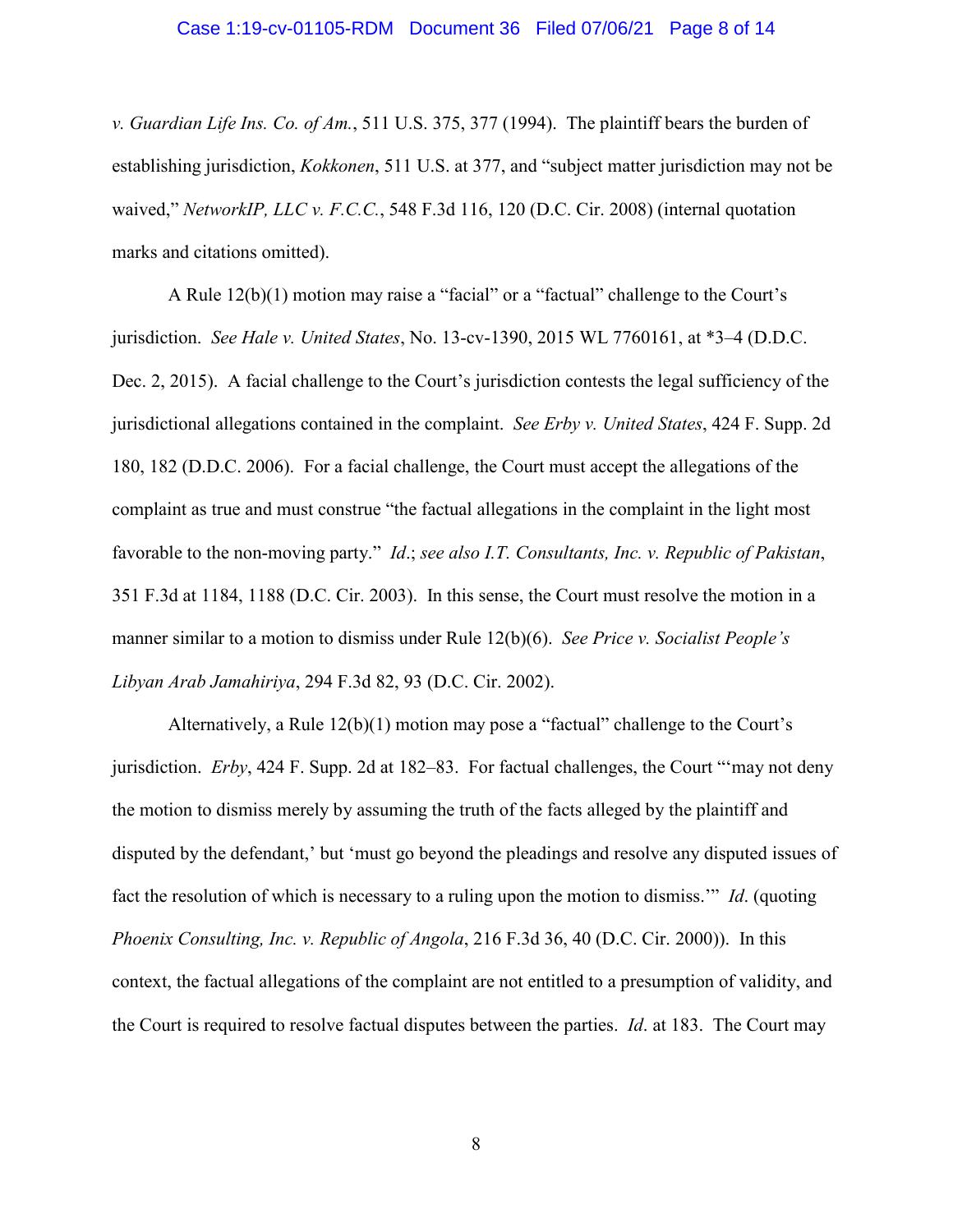*v. Guardian Life Ins. Co. of Am.*, 511 U.S. 375, 377 (1994). The plaintiff bears the burden of establishing jurisdiction, *Kokkonen*, 511 U.S. at 377, and "subject matter jurisdiction may not be waived," *NetworkIP, LLC v. F.C.C.*, 548 F.3d 116, 120 (D.C. Cir. 2008) (internal quotation marks and citations omitted).

A Rule 12(b)(1) motion may raise a "facial" or a "factual" challenge to the Court's jurisdiction. *See Hale v. United States*, No. 13-cv-1390, 2015 WL 7760161, at *3–4 (D.D.C. Dec. 2, 2015). A facial challenge to the Court's jurisdiction contests the legal sufficiency of the jurisdictional allegations contained in the complaint. *See Erby v. United States*, 424 F. Supp. 2d 180, 182 (D.D.C. 2006). For a facial challenge, the Court must accept the allegations of the complaint as true and must construe "the factual allegations in the complaint in the light most favorable to the non-moving party." *Id.*; *see also I.T. Consultants, Inc. v. Republic of Pakistan*, 351 F.3d at 1184, 1188 (D.C. Cir. 2003). In this sense, the Court must resolve the motion in a manner similar to a motion to dismiss under Rule 12(b)(6). *See Price v. Socialist People's Libyan Arab Jamahiriya*, 294 F.3d 82, 93 (D.C. Cir. 2002).

Alternatively, a Rule 12(b)(1) motion may pose a "factual" challenge to the Court's jurisdiction. *Erby*, 424 F. Supp. 2d at 182–83. For factual challenges, the Court "'may not deny the motion to dismiss merely by assuming the truth of the facts alleged by the plaintiff and disputed by the defendant,' but 'must go beyond the pleadings and resolve any disputed issues of fact the resolution of which is necessary to a ruling upon the motion to dismiss.'" *Id.* (quoting *Phoenix Consulting, Inc. v. Republic of Angola*, 216 F.3d 36, 40 (D.C. Cir. 2000)). In this context, the factual allegations of the complaint are not entitled to a presumption of validity, and the Court is required to resolve factual disputes between the parties. *Id.* at 183. The Court may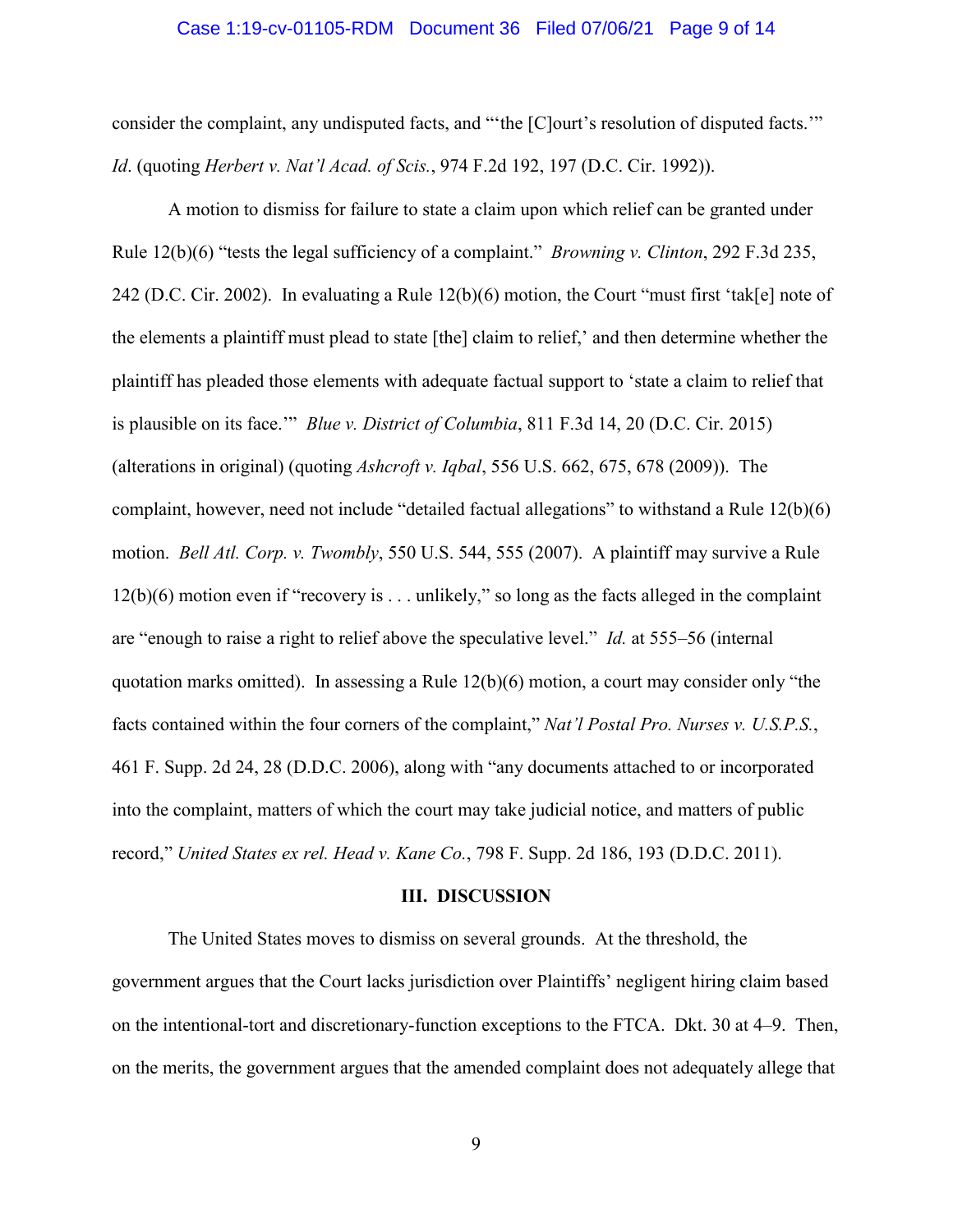consider the complaint, any undisputed facts, and "'the [C]ourt's resolution of disputed facts.'" *Id*. (quoting *Herbert v. Nat'l Acad. of Scis.*, 974 F.2d 192, 197 (D.C. Cir. 1992)).

A motion to dismiss for failure to state a claim upon which relief can be granted under Rule 12(b)(6) "tests the legal sufficiency of a complaint." *Browning v. Clinton*, 292 F.3d 235, 242 (D.C. Cir. 2002). In evaluating a Rule 12(b)(6) motion, the Court "must first 'tak[e] note of the elements a plaintiff must plead to state [the] claim to relief,' and then determine whether the plaintiff has pleaded those elements with adequate factual support to 'state a claim to relief that is plausible on its face.'" *Blue v. District of Columbia*, 811 F.3d 14, 20 (D.C. Cir. 2015) (alterations in original) (quoting *Ashcroft v. Iqbal*, 556 U.S. 662, 675, 678 (2009)). The complaint, however, need not include "detailed factual allegations" to withstand a Rule 12(b)(6) motion. *Bell Atl. Corp. v. Twombly*, 550 U.S. 544, 555 (2007). A plaintiff may survive a Rule 12(b)(6) motion even if "recovery is . . . unlikely," so long as the facts alleged in the complaint are "enough to raise a right to relief above the speculative level." *Id.* at 555–56 (internal quotation marks omitted). In assessing a Rule 12(b)(6) motion, a court may consider only "the facts contained within the four corners of the complaint," *Nat'l Postal Pro. Nurses v. U.S.P.S.*, 461 F. Supp. 2d 24, 28 (D.D.C. 2006), along with "any documents attached to or incorporated into the complaint, matters of which the court may take judicial notice, and matters of public record," *United States ex rel. Head v. Kane Co.*, 798 F. Supp. 2d 186, 193 (D.D.C. 2011).

## III. DISCUSSION

The United States moves to dismiss on several grounds. At the threshold, the government argues that the Court lacks jurisdiction over Plaintiffs' negligent hiring claim based on the intentional-tort and discretionary-function exceptions to the FTCA. Dkt. 30 at 4–9. Then, on the merits, the government argues that the amended complaint does not adequately allege that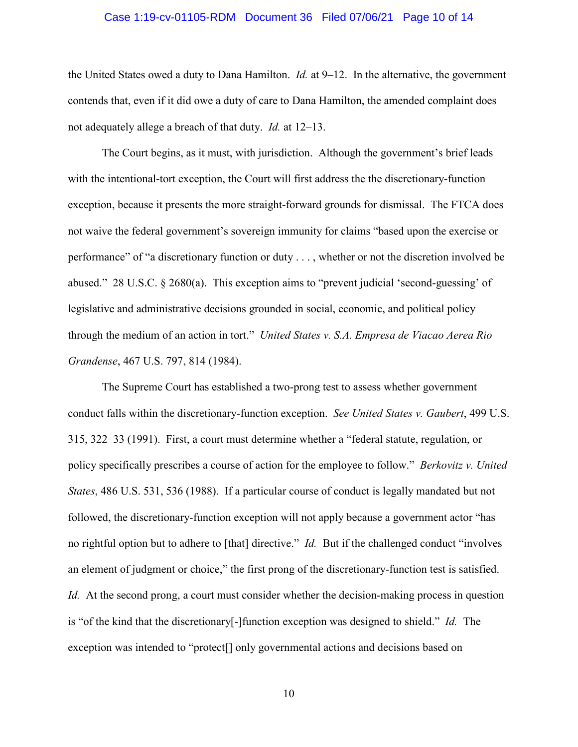the United States owed a duty to Dana Hamilton. *Id.* at 9–12. In the alternative, the government contends that, even if it did owe a duty of care to Dana Hamilton, the amended complaint does not adequately allege a breach of that duty. *Id.* at 12–13.

The Court begins, as it must, with jurisdiction. Although the government's brief leads with the intentional-tort exception, the Court will first address the the discretionary-function exception, because it presents the more straight-forward grounds for dismissal. The FTCA does not waive the federal government's sovereign immunity for claims "based upon the exercise or performance" of "a discretionary function or duty . . . , whether or not the discretion involved be abused." 28 U.S.C. § 2680(a). This exception aims to "prevent judicial 'second-guessing' of legislative and administrative decisions grounded in social, economic, and political policy through the medium of an action in tort." *United States v. S.A. Empresa de Viacao Aerea Rio Grandense*, 467 U.S. 797, 814 (1984).

The Supreme Court has established a two-prong test to assess whether government conduct falls within the discretionary-function exception. *See United States v. Gaubert*, 499 U.S. 315, 322–33 (1991). First, a court must determine whether a "federal statute, regulation, or policy specifically prescribes a course of action for the employee to follow." *Berkovitz v. United States*, 486 U.S. 531, 536 (1988). If a particular course of conduct is legally mandated but not followed, the discretionary-function exception will not apply because a government actor "has no rightful option but to adhere to [that] directive." *Id.* But if the challenged conduct "involves an element of judgment or choice," the first prong of the discretionary-function test is satisfied. *Id.* At the second prong, a court must consider whether the decision-making process in question is "of the kind that the discretionary[-]function exception was designed to shield." *Id.* The exception was intended to "protect[] only governmental actions and decisions based on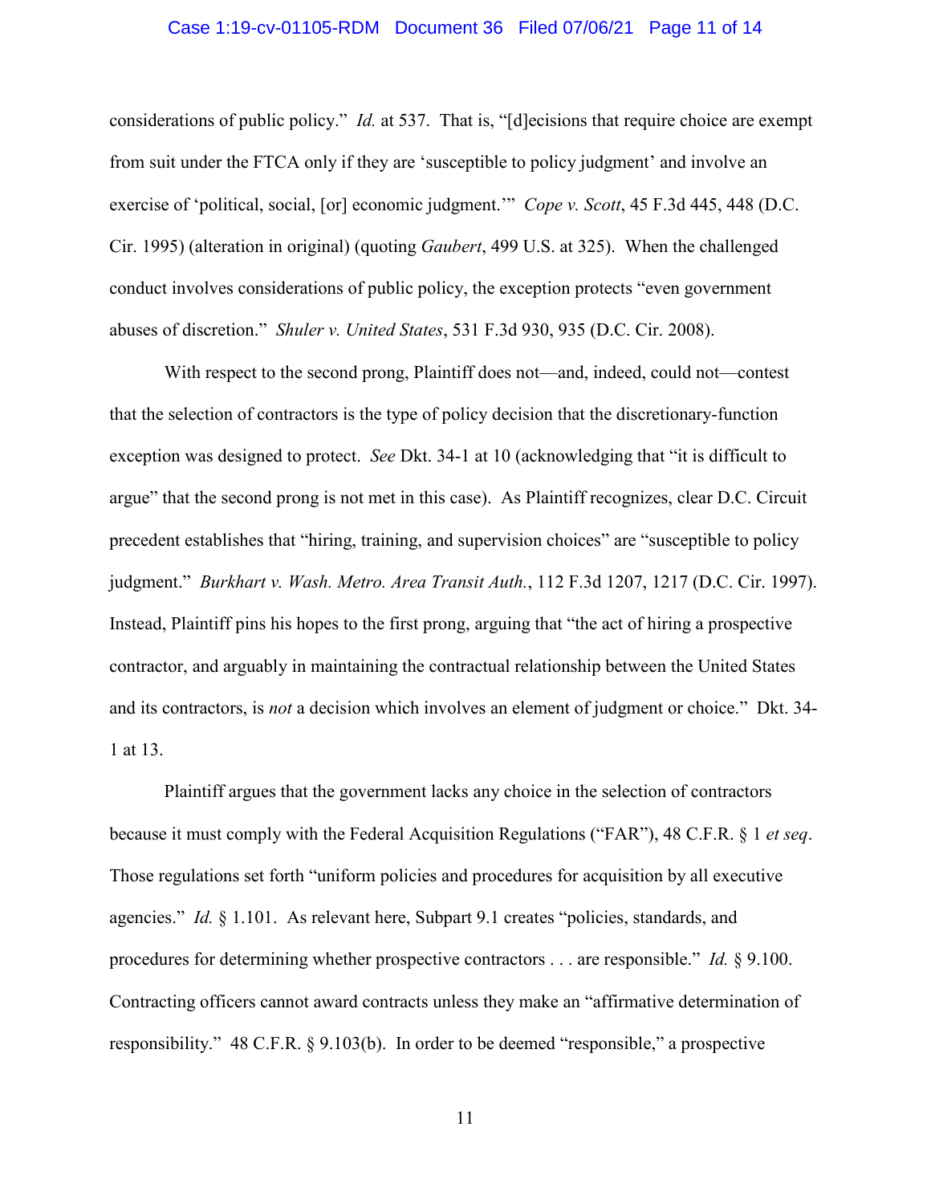considerations of public policy." *Id.* at 537. That is, "[d]ecisions that require choice are exempt from suit under the FTCA only if they are 'susceptible to policy judgment' and involve an exercise of 'political, social, [or] economic judgment.'" *Cope v. Scott*, 45 F.3d 445, 448 (D.C. Cir. 1995) (alteration in original) (quoting *Gaubert*, 499 U.S. at 325). When the challenged conduct involves considerations of public policy, the exception protects "even government abuses of discretion." *Shuler v. United States*, 531 F.3d 930, 935 (D.C. Cir. 2008).

With respect to the second prong, Plaintiff does not—and, indeed, could not—contest that the selection of contractors is the type of policy decision that the discretionary-function exception was designed to protect. *See* Dkt. 34-1 at 10 (acknowledging that "it is difficult to argue" that the second prong is not met in this case). As Plaintiff recognizes, clear D.C. Circuit precedent establishes that "hiring, training, and supervision choices" are "susceptible to policy judgment." *Burkhart v. Wash. Metro. Area Transit Auth.*, 112 F.3d 1207, 1217 (D.C. Cir. 1997). Instead, Plaintiff pins his hopes to the first prong, arguing that "the act of hiring a prospective contractor, and arguably in maintaining the contractual relationship between the United States and its contractors, is *not* a decision which involves an element of judgment or choice." Dkt. 34-1 at 13.

Plaintiff argues that the government lacks any choice in the selection of contractors because it must comply with the Federal Acquisition Regulations ("FAR"), 48 C.F.R. § 1 *et seq*. Those regulations set forth "uniform policies and procedures for acquisition by all executive agencies." *Id.* § 1.101. As relevant here, Subpart 9.1 creates "policies, standards, and procedures for determining whether prospective contractors . . . are responsible." *Id.* § 9.100. Contracting officers cannot award contracts unless they make an "affirmative determination of responsibility." 48 C.F.R. § 9.103(b). In order to be deemed "responsible," a prospective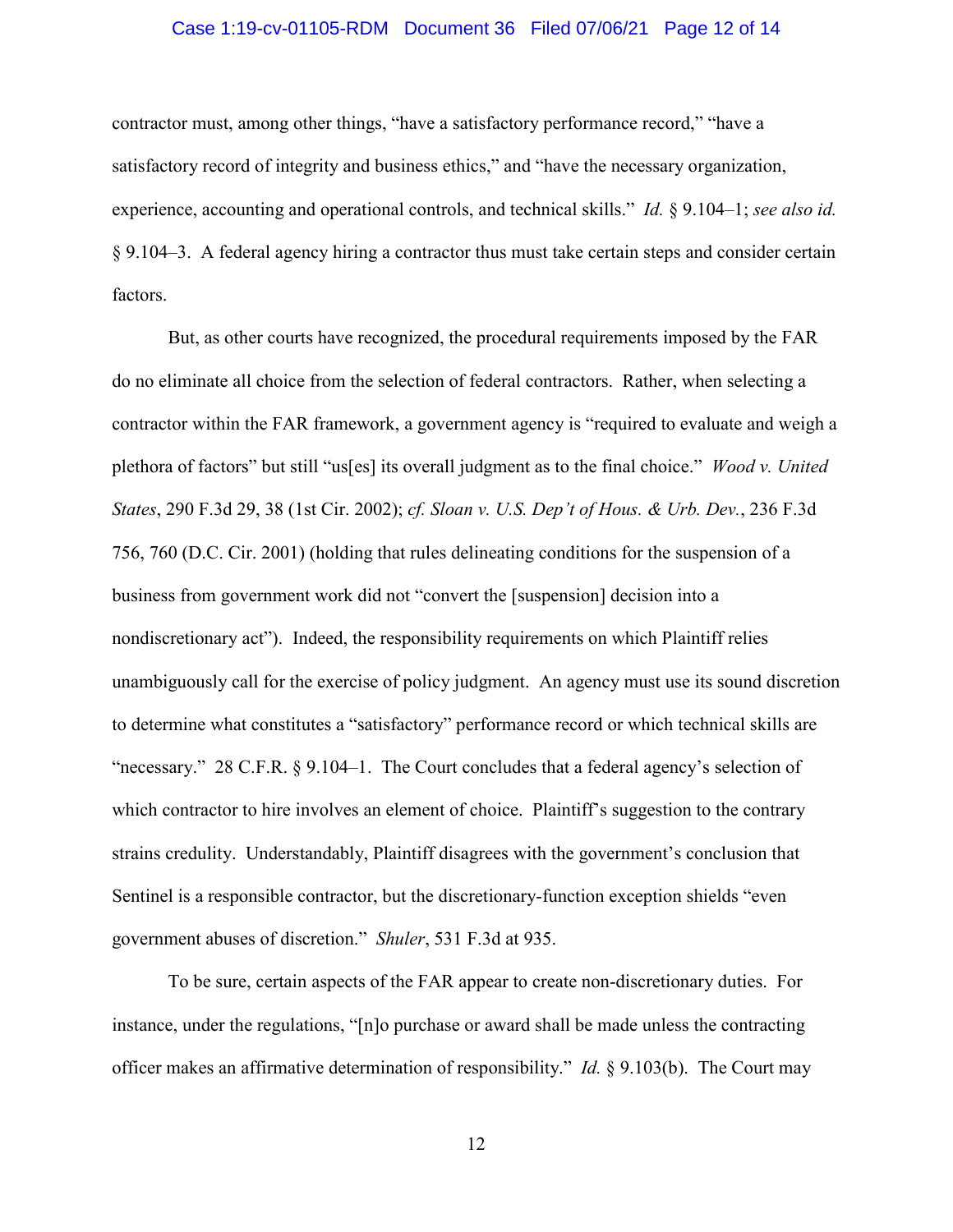contractor must, among other things, "have a satisfactory performance record," "have a satisfactory record of integrity and business ethics," and "have the necessary organization, experience, accounting and operational controls, and technical skills." *Id.* § 9.104–1; *see also id.* § 9.104–3. A federal agency hiring a contractor thus must take certain steps and consider certain factors.

But, as other courts have recognized, the procedural requirements imposed by the FAR do no eliminate all choice from the selection of federal contractors. Rather, when selecting a contractor within the FAR framework, a government agency is "required to evaluate and weigh a plethora of factors" but still "us[es] its overall judgment as to the final choice." *Wood v. United States*, 290 F.3d 29, 38 (1st Cir. 2002); *cf. Sloan v. U.S. Dep't of Hous. & Urb. Dev.*, 236 F.3d 756, 760 (D.C. Cir. 2001) (holding that rules delineating conditions for the suspension of a business from government work did not "convert the [suspension] decision into a nondiscretionary act"). Indeed, the responsibility requirements on which Plaintiff relies unambiguously call for the exercise of policy judgment. An agency must use its sound discretion to determine what constitutes a "satisfactory" performance record or which technical skills are "necessary." 28 C.F.R. § 9.104–1. The Court concludes that a federal agency's selection of which contractor to hire involves an element of choice. Plaintiff's suggestion to the contrary strains credulity. Understandably, Plaintiff disagrees with the government's conclusion that Sentinel is a responsible contractor, but the discretionary-function exception shields "even government abuses of discretion." *Shuler*, 531 F.3d at 935.

To be sure, certain aspects of the FAR appear to create non-discretionary duties. For instance, under the regulations, "[n]o purchase or award shall be made unless the contracting officer makes an affirmative determination of responsibility." *Id.* § 9.103(b). The Court may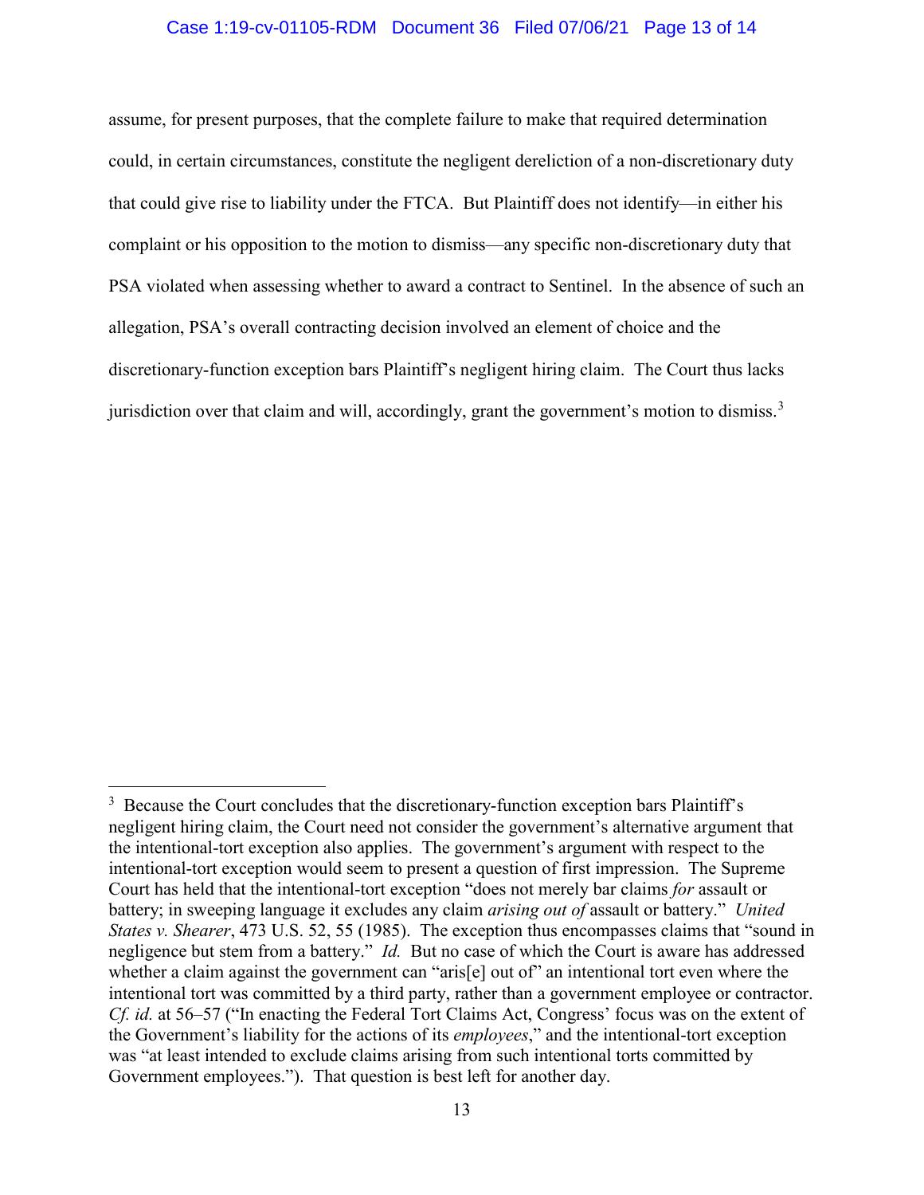assume, for present purposes, that the complete failure to make that required determination could, in certain circumstances, constitute the negligent dereliction of a non-discretionary duty that could give rise to liability under the FTCA. But Plaintiff does not identify—in either his complaint or his opposition to the motion to dismiss—any specific non-discretionary duty that PSA violated when assessing whether to award a contract to Sentinel. In the absence of such an allegation, PSA's overall contracting decision involved an element of choice and the discretionary-function exception bars Plaintiff's negligent hiring claim. The Court thus lacks jurisdiction over that claim and will, accordingly, grant the government's motion to dismiss.[3]

---

[3] Because the Court concludes that the discretionary-function exception bars Plaintiff's negligent hiring claim, the Court need not consider the government's alternative argument that the intentional-tort exception also applies. The government's argument with respect to the intentional-tort exception would seem to present a question of first impression. The Supreme Court has held that the intentional-tort exception "does not merely bar claims *for* assault or battery; in sweeping language it excludes any claim *arising out of* assault or battery." *United States v. Shearer*, 473 U.S. 52, 55 (1985). The exception thus encompasses claims that "sound in negligence but stem from a battery." *Id.* But no case of which the Court is aware has addressed whether a claim against the government can "aris[e] out of" an intentional tort even where the intentional tort was committed by a third party, rather than a government employee or contractor. *Cf. id.* at 56–57 ("In enacting the Federal Tort Claims Act, Congress' focus was on the extent of the Government's liability for the actions of its *employees*," and the intentional-tort exception was "at least intended to exclude claims arising from such intentional torts committed by Government employees."). That question is best left for another day.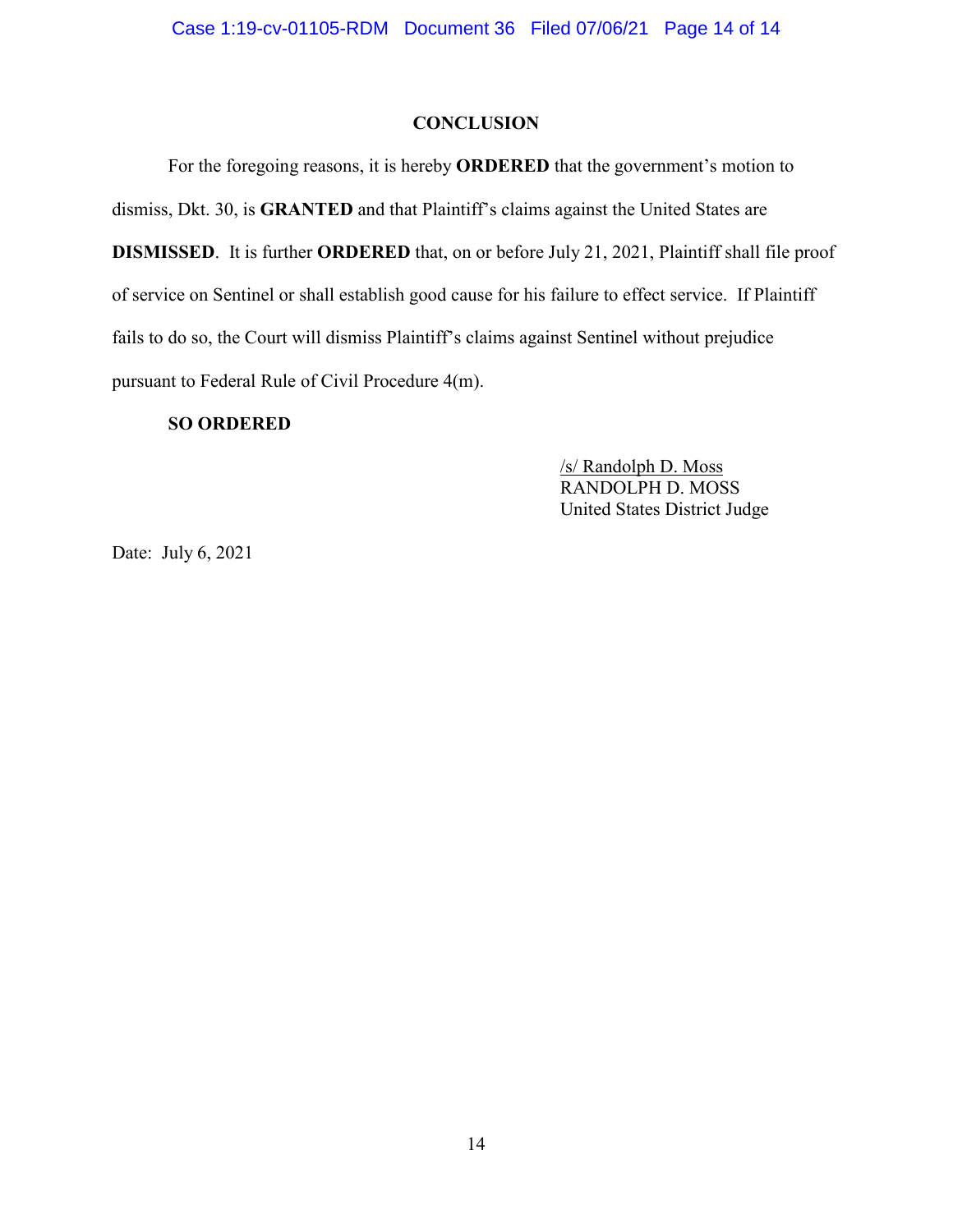## CONCLUSION

For the foregoing reasons, it is hereby **ORDERED** that the government's motion to dismiss, Dkt. 30, is **GRANTED** and that Plaintiff's claims against the United States are **DISMISSED**. It is further **ORDERED** that, on or before July 21, 2021, Plaintiff shall file proof of service on Sentinel or shall establish good cause for his failure to effect service. If Plaintiff fails to do so, the Court will dismiss Plaintiff's claims against Sentinel without prejudice pursuant to Federal Rule of Civil Procedure 4(m).

**SO ORDERED**

/s/ Randolph D. Moss
RANDOLPH D. MOSS
United States District Judge

Date: July 6, 2021